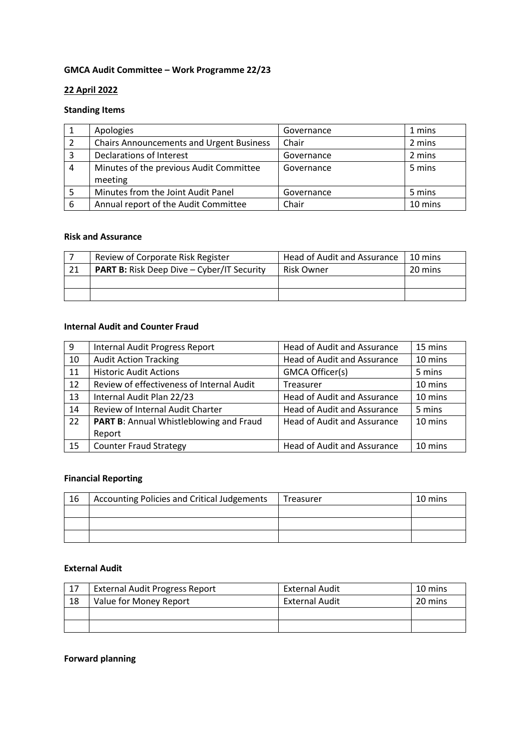**GMCA Audit Committee – Work Programme 22/23**

**22 April 2022**

**Standing Items**

| | | | |
|---|---|---|---|
| 1 | Apologies | Governance | 1 mins |
| 2 | Chairs Announcements and Urgent Business | Chair | 2 mins |
| 3 | Declarations of Interest | Governance | 2 mins |
| 4 | Minutes of the previous Audit Committee meeting | Governance | 5 mins |
| 5 | Minutes from the Joint Audit Panel | Governance | 5 mins |
| 6 | Annual report of the Audit Committee | Chair | 10 mins |

**Risk and Assurance**

| | | | |
|---|---|---|---|
| 7 | Review of Corporate Risk Register | Head of Audit and Assurance | 10 mins |
| 21 | **PART B:** Risk Deep Dive – Cyber/IT Security | Risk Owner | 20 mins |
| | | | |
| | | | |

**Internal Audit and Counter Fraud**

| | | | |
|---|---|---|---|
| 9 | Internal Audit Progress Report | Head of Audit and Assurance | 15 mins |
| 10 | Audit Action Tracking | Head of Audit and Assurance | 10 mins |
| 11 | Historic Audit Actions | GMCA Officer(s) | 5 mins |
| 12 | Review of effectiveness of Internal Audit | Treasurer | 10 mins |
| 13 | Internal Audit Plan 22/23 | Head of Audit and Assurance | 10 mins |
| 14 | Review of Internal Audit Charter | Head of Audit and Assurance | 5 mins |
| 22 | **PART B**: Annual Whistleblowing and Fraud Report | Head of Audit and Assurance | 10 mins |
| 15 | Counter Fraud Strategy | Head of Audit and Assurance | 10 mins |

**Financial Reporting**

| | | | |
|---|---|---|---|
| 16 | Accounting Policies and Critical Judgements | Treasurer | 10 mins |
| | | | |
| | | | |
| | | | |

**External Audit**

| | | | |
|---|---|---|---|
| 17 | External Audit Progress Report | External Audit | 10 mins |
| 18 | Value for Money Report | External Audit | 20 mins |
| | | | |
| | | | |

**Forward planning**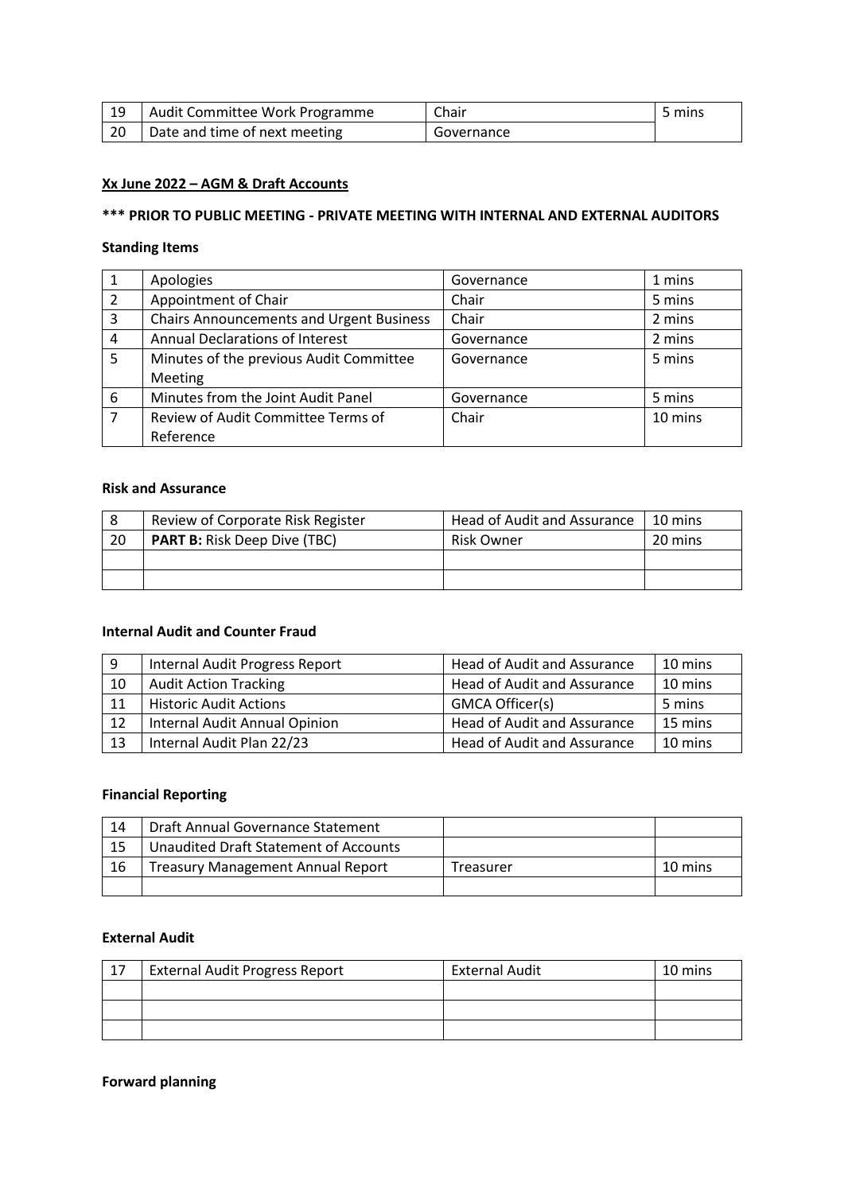| 19 | Audit Committee Work Programme | Chair | 5 mins |
|---|---|---|---|
| 20 | Date and time of next meeting | Governance | |

**Xx June 2022 – AGM & Draft Accounts**

**\*\*\* PRIOR TO PUBLIC MEETING - PRIVATE MEETING WITH INTERNAL AND EXTERNAL AUDITORS**

**Standing Items**

| 1 | Apologies | Governance | 1 mins |
|---|---|---|---|
| 2 | Appointment of Chair | Chair | 5 mins |
| 3 | Chairs Announcements and Urgent Business | Chair | 2 mins |
| 4 | Annual Declarations of Interest | Governance | 2 mins |
| 5 | Minutes of the previous Audit Committee Meeting | Governance | 5 mins |
| 6 | Minutes from the Joint Audit Panel | Governance | 5 mins |
| 7 | Review of Audit Committee Terms of Reference | Chair | 10 mins |

**Risk and Assurance**

| 8 | Review of Corporate Risk Register | Head of Audit and Assurance | 10 mins |
|---|---|---|---|
| 20 | **PART B:** Risk Deep Dive (TBC) | Risk Owner | 20 mins |
| | | | |
| | | | |

**Internal Audit and Counter Fraud**

| 9 | Internal Audit Progress Report | Head of Audit and Assurance | 10 mins |
|---|---|---|---|
| 10 | Audit Action Tracking | Head of Audit and Assurance | 10 mins |
| 11 | Historic Audit Actions | GMCA Officer(s) | 5 mins |
| 12 | Internal Audit Annual Opinion | Head of Audit and Assurance | 15 mins |
| 13 | Internal Audit Plan 22/23 | Head of Audit and Assurance | 10 mins |

**Financial Reporting**

| 14 | Draft Annual Governance Statement | | |
|---|---|---|---|
| 15 | Unaudited Draft Statement of Accounts | | |
| 16 | Treasury Management Annual Report | Treasurer | 10 mins |
| | | | |

**External Audit**

| 17 | External Audit Progress Report | External Audit | 10 mins |
|---|---|---|---|
| | | | |
| | | | |
| | | | |

**Forward planning**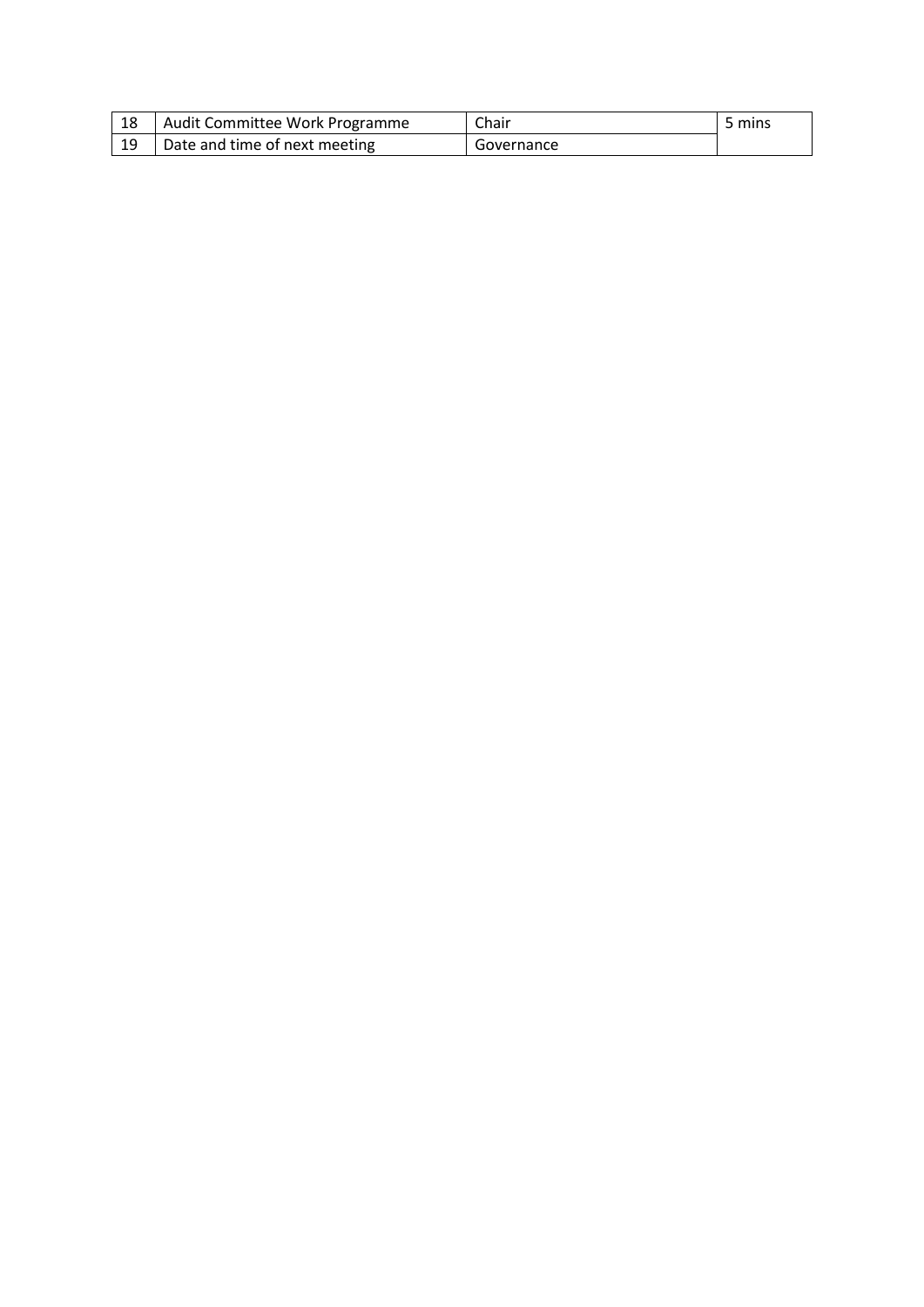| | | | |
|---|---|---|---|
| 18 | Audit Committee Work Programme | Chair | 5 mins |
| 19 | Date and time of next meeting | Governance | |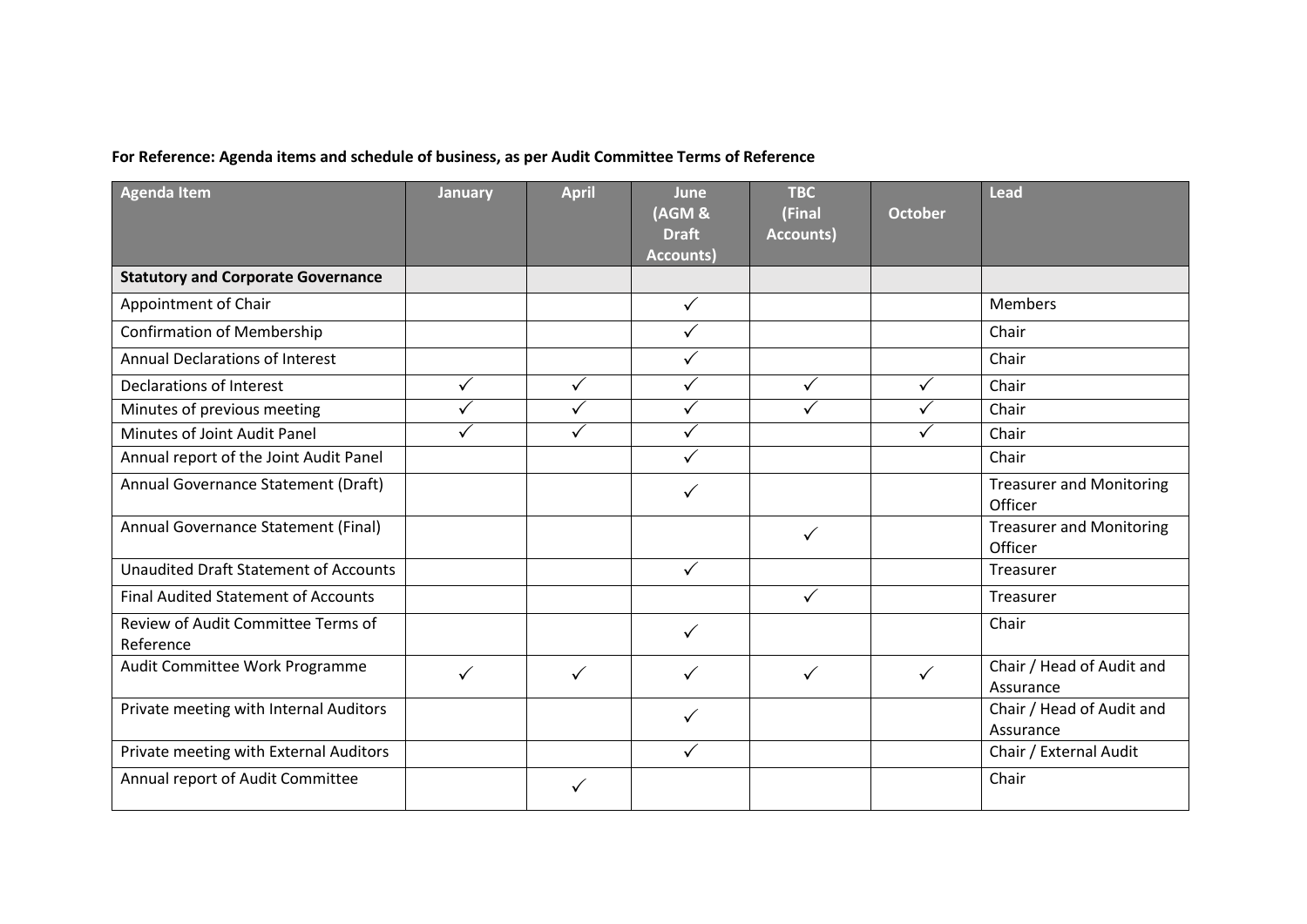**For Reference: Agenda items and schedule of business, as per Audit Committee Terms of Reference**

| Agenda Item | January | April | June (AGM & Draft Accounts) | TBC (Final Accounts) | October | Lead |
|---|---|---|---|---|---|---|
| **Statutory and Corporate Governance** | | | | | | |
| Appointment of Chair | | | ✓ | | | Members |
| Confirmation of Membership | | | ✓ | | | Chair |
| Annual Declarations of Interest | | | ✓ | | | Chair |
| Declarations of Interest | ✓ | ✓ | ✓ | ✓ | ✓ | Chair |
| Minutes of previous meeting | ✓ | ✓ | ✓ | ✓ | ✓ | Chair |
| Minutes of Joint Audit Panel | ✓ | ✓ | ✓ | | ✓ | Chair |
| Annual report of the Joint Audit Panel | | | ✓ | | | Chair |
| Annual Governance Statement (Draft) | | | ✓ | | | Treasurer and Monitoring Officer |
| Annual Governance Statement (Final) | | | | ✓ | | Treasurer and Monitoring Officer |
| Unaudited Draft Statement of Accounts | | | ✓ | | | Treasurer |
| Final Audited Statement of Accounts | | | | ✓ | | Treasurer |
| Review of Audit Committee Terms of Reference | | | ✓ | | | Chair |
| Audit Committee Work Programme | ✓ | ✓ | ✓ | ✓ | ✓ | Chair / Head of Audit and Assurance |
| Private meeting with Internal Auditors | | | ✓ | | | Chair / Head of Audit and Assurance |
| Private meeting with External Auditors | | | ✓ | | | Chair / External Audit |
| Annual report of Audit Committee | | ✓ | | | | Chair |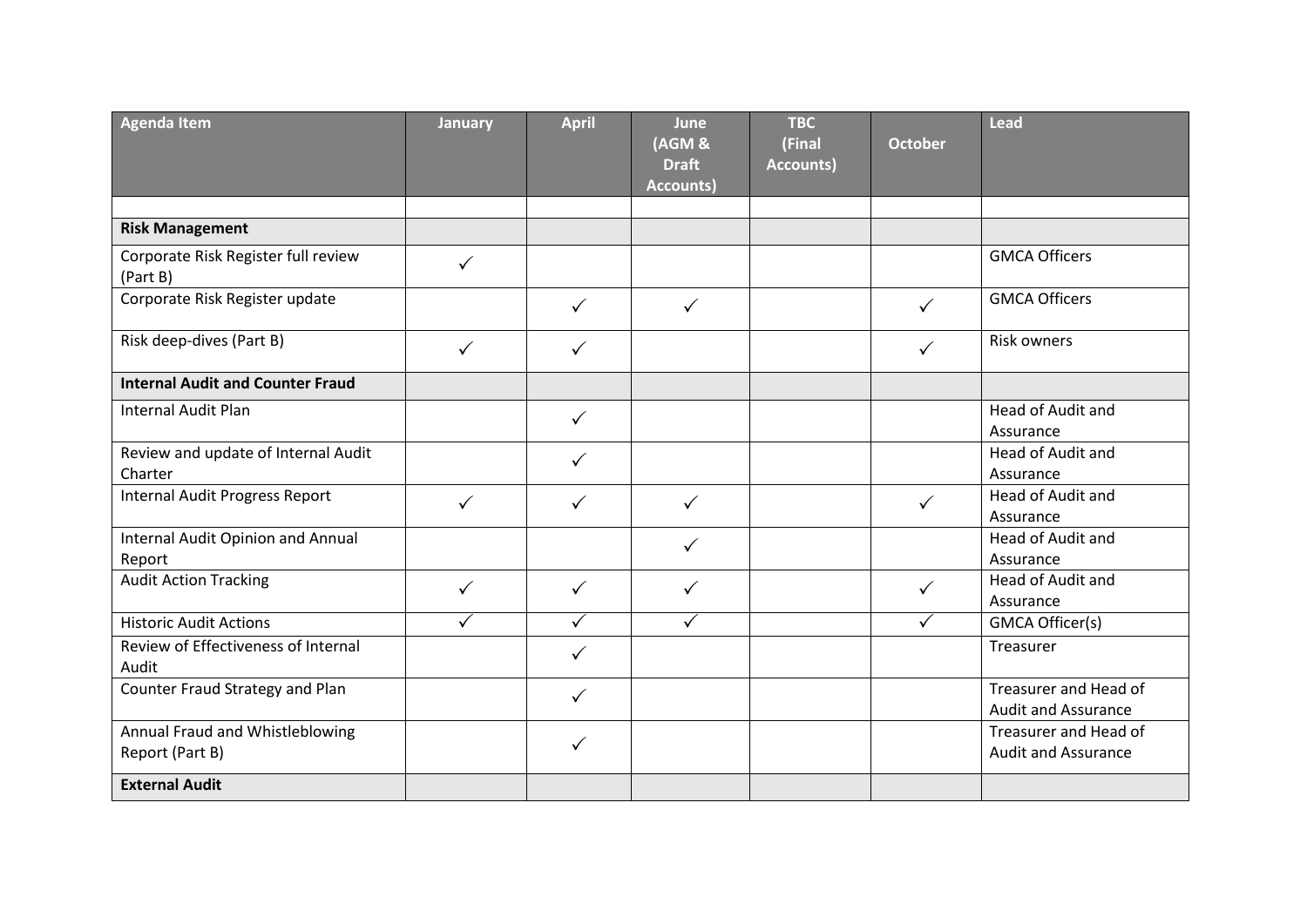| Agenda Item | January | April | June (AGM & Draft Accounts) | TBC (Final Accounts) | October | Lead |
|---|---|---|---|---|---|---|
| | | | | | | |
| **Risk Management** | | | | | | |
| Corporate Risk Register full review (Part B) | ✓ | | | | | GMCA Officers |
| Corporate Risk Register update | | ✓ | ✓ | | ✓ | GMCA Officers |
| Risk deep-dives (Part B) | ✓ | ✓ | | | ✓ | Risk owners |
| **Internal Audit and Counter Fraud** | | | | | | |
| Internal Audit Plan | | ✓ | | | | Head of Audit and Assurance |
| Review and update of Internal Audit Charter | | ✓ | | | | Head of Audit and Assurance |
| Internal Audit Progress Report | ✓ | ✓ | ✓ | | ✓ | Head of Audit and Assurance |
| Internal Audit Opinion and Annual Report | | | ✓ | | | Head of Audit and Assurance |
| Audit Action Tracking | ✓ | ✓ | ✓ | | ✓ | Head of Audit and Assurance |
| Historic Audit Actions | ✓ | ✓ | ✓ | | ✓ | GMCA Officer(s) |
| Review of Effectiveness of Internal Audit | | ✓ | | | | Treasurer |
| Counter Fraud Strategy and Plan | | ✓ | | | | Treasurer and Head of Audit and Assurance |
| Annual Fraud and Whistleblowing Report (Part B) | | ✓ | | | | Treasurer and Head of Audit and Assurance |
| **External Audit** | | | | | | |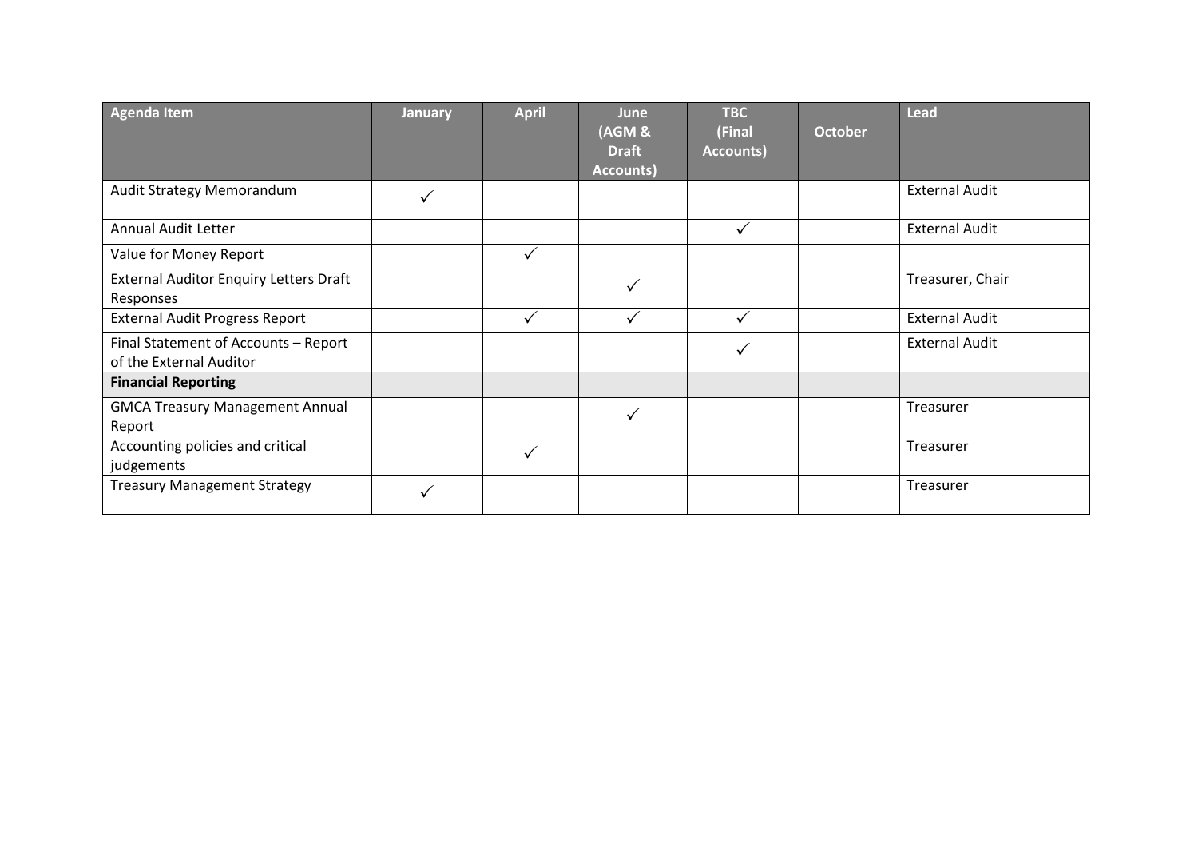| Agenda Item | January | April | June (AGM & Draft Accounts) | TBC (Final Accounts) | October | Lead |
|---|---|---|---|---|---|---|
| Audit Strategy Memorandum | ✓ | | | | | External Audit |
| Annual Audit Letter | | | | ✓ | | External Audit |
| Value for Money Report | | ✓ | | | | |
| External Auditor Enquiry Letters Draft Responses | | | ✓ | | | Treasurer, Chair |
| External Audit Progress Report | | ✓ | ✓ | ✓ | | External Audit |
| Final Statement of Accounts – Report of the External Auditor | | | | ✓ | | External Audit |
| **Financial Reporting** | | | | | | |
| GMCA Treasury Management Annual Report | | | ✓ | | | Treasurer |
| Accounting policies and critical judgements | | ✓ | | | | Treasurer |
| Treasury Management Strategy | ✓ | | | | | Treasurer |